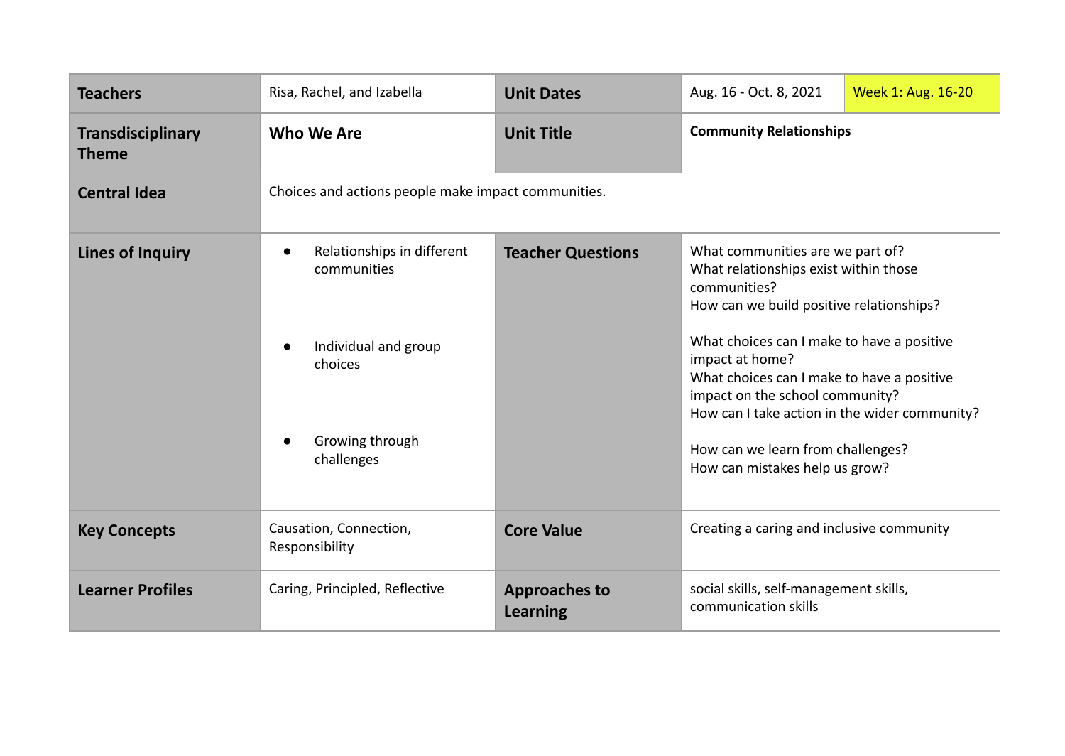| **Teachers** | Risa, Rachel, and Izabella | **Unit Dates** | Aug. 16 - Oct. 8, 2021 | Week 1: Aug. 16-20 |
|---|---|---|---|---|
| **Transdisciplinary Theme** | **Who We Are** | **Unit Title** | **Community Relationships** | |
| **Central Idea** | Choices and actions people make impact communities. | | | |
| **Lines of Inquiry** | • Relationships in different communities<br><br>• Individual and group choices<br><br>• Growing through challenges | **Teacher Questions** | What communities are we part of?<br>What relationships exist within those communities?<br>How can we build positive relationships?<br><br>What choices can I make to have a positive impact at home?<br>What choices can I make to have a positive impact on the school community?<br>How can I take action in the wider community?<br><br>How can we learn from challenges?<br>How can mistakes help us grow? | |
| **Key Concepts** | Causation, Connection, Responsibility | **Core Value** | Creating a caring and inclusive community | |
| **Learner Profiles** | Caring, Principled, Reflective | **Approaches to Learning** | social skills, self-management skills, communication skills | |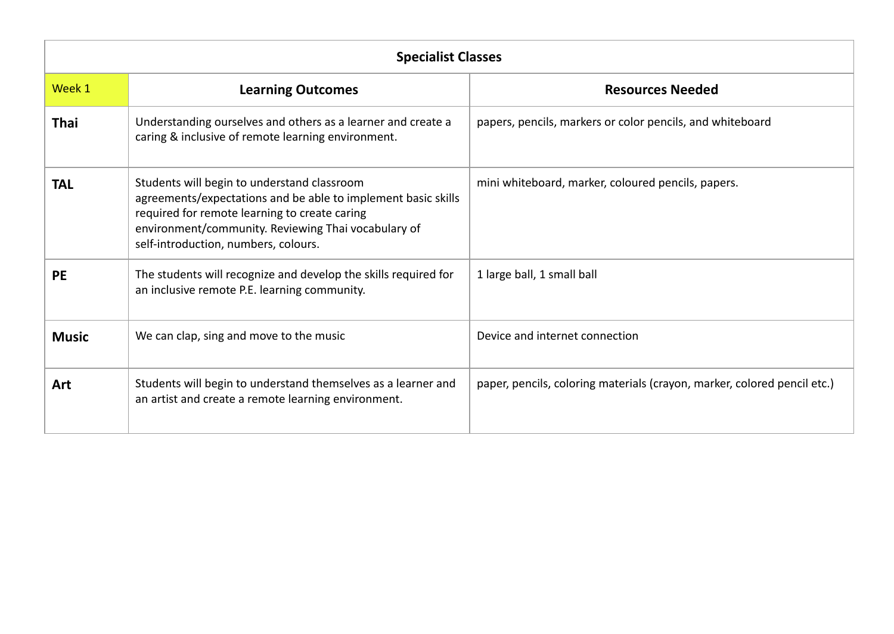| Specialist Classes | | |
|---|---|---|
| Week 1 | **Learning Outcomes** | **Resources Needed** |
| **Thai** | Understanding ourselves and others as a learner and create a caring & inclusive of remote learning environment. | papers, pencils, markers or color pencils, and whiteboard |
| **TAL** | Students will begin to understand classroom agreements/expectations and be able to implement basic skills required for remote learning to create caring environment/community. Reviewing Thai vocabulary of self-introduction, numbers, colours. | mini whiteboard, marker, coloured pencils, papers. |
| **PE** | The students will recognize and develop the skills required for an inclusive remote P.E. learning community. | 1 large ball, 1 small ball |
| **Music** | We can clap, sing and move to the music | Device and internet connection |
| **Art** | Students will begin to understand themselves as a learner and an artist and create a remote learning environment. | paper, pencils, coloring materials (crayon, marker, colored pencil etc.) |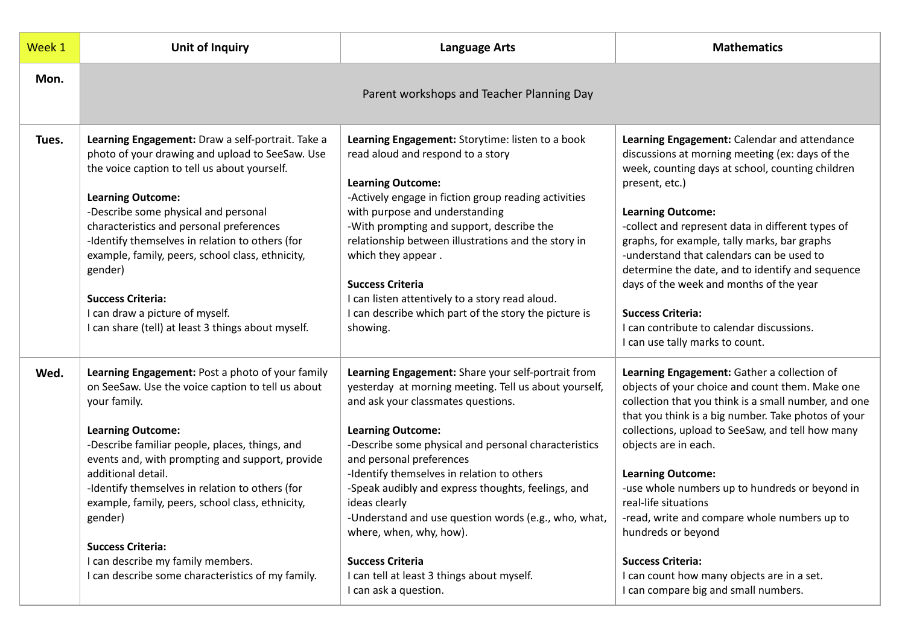| Week 1 | Unit of Inquiry | Language Arts | Mathematics |
| --- | --- | --- | --- |
| **Mon.** | Parent workshops and Teacher Planning Day | | |
| **Tues.** | **Learning Engagement:** Draw a self-portrait. Take a photo of your drawing and upload to SeeSaw. Use the voice caption to tell us about yourself.<br><br>**Learning Outcome:**<br>-Describe some physical and personal characteristics and personal preferences<br>-Identify themselves in relation to others (for example, family, peers, school class, ethnicity, gender)<br><br>**Success Criteria:**<br>I can draw a picture of myself.<br>I can share (tell) at least 3 things about myself. | **Learning Engagement:** Storytime: listen to a book read aloud and respond to a story<br><br>**Learning Outcome:**<br>-Actively engage in fiction group reading activities with purpose and understanding<br>-With prompting and support, describe the relationship between illustrations and the story in which they appear .<br><br>**Success Criteria**<br>I can listen attentively to a story read aloud.<br>I can describe which part of the story the picture is showing. | **Learning Engagement:** Calendar and attendance discussions at morning meeting (ex: days of the week, counting days at school, counting children present, etc.)<br><br>**Learning Outcome:**<br>-collect and represent data in different types of graphs, for example, tally marks, bar graphs<br>-understand that calendars can be used to determine the date, and to identify and sequence days of the week and months of the year<br><br>**Success Criteria:**<br>I can contribute to calendar discussions.<br>I can use tally marks to count. |
| **Wed.** | **Learning Engagement:** Post a photo of your family on SeeSaw. Use the voice caption to tell us about your family.<br><br>**Learning Outcome:**<br>-Describe familiar people, places, things, and events and, with prompting and support, provide additional detail.<br>-Identify themselves in relation to others (for example, family, peers, school class, ethnicity, gender)<br><br>**Success Criteria:**<br>I can describe my family members.<br>I can describe some characteristics of my family. | **Learning Engagement:** Share your self-portrait from yesterday at morning meeting. Tell us about yourself, and ask your classmates questions.<br><br>**Learning Outcome:**<br>-Describe some physical and personal characteristics and personal preferences<br>-Identify themselves in relation to others<br>-Speak audibly and express thoughts, feelings, and ideas clearly<br>-Understand and use question words (e.g., who, what, where, when, why, how).<br><br>**Success Criteria**<br>I can tell at least 3 things about myself.<br>I can ask a question. | **Learning Engagement:** Gather a collection of objects of your choice and count them. Make one collection that you think is a small number, and one that you think is a big number. Take photos of your collections, upload to SeeSaw, and tell how many objects are in each.<br><br>**Learning Outcome:**<br>-use whole numbers up to hundreds or beyond in real-life situations<br>-read, write and compare whole numbers up to hundreds or beyond<br><br>**Success Criteria:**<br>I can count how many objects are in a set.<br>I can compare big and small numbers. |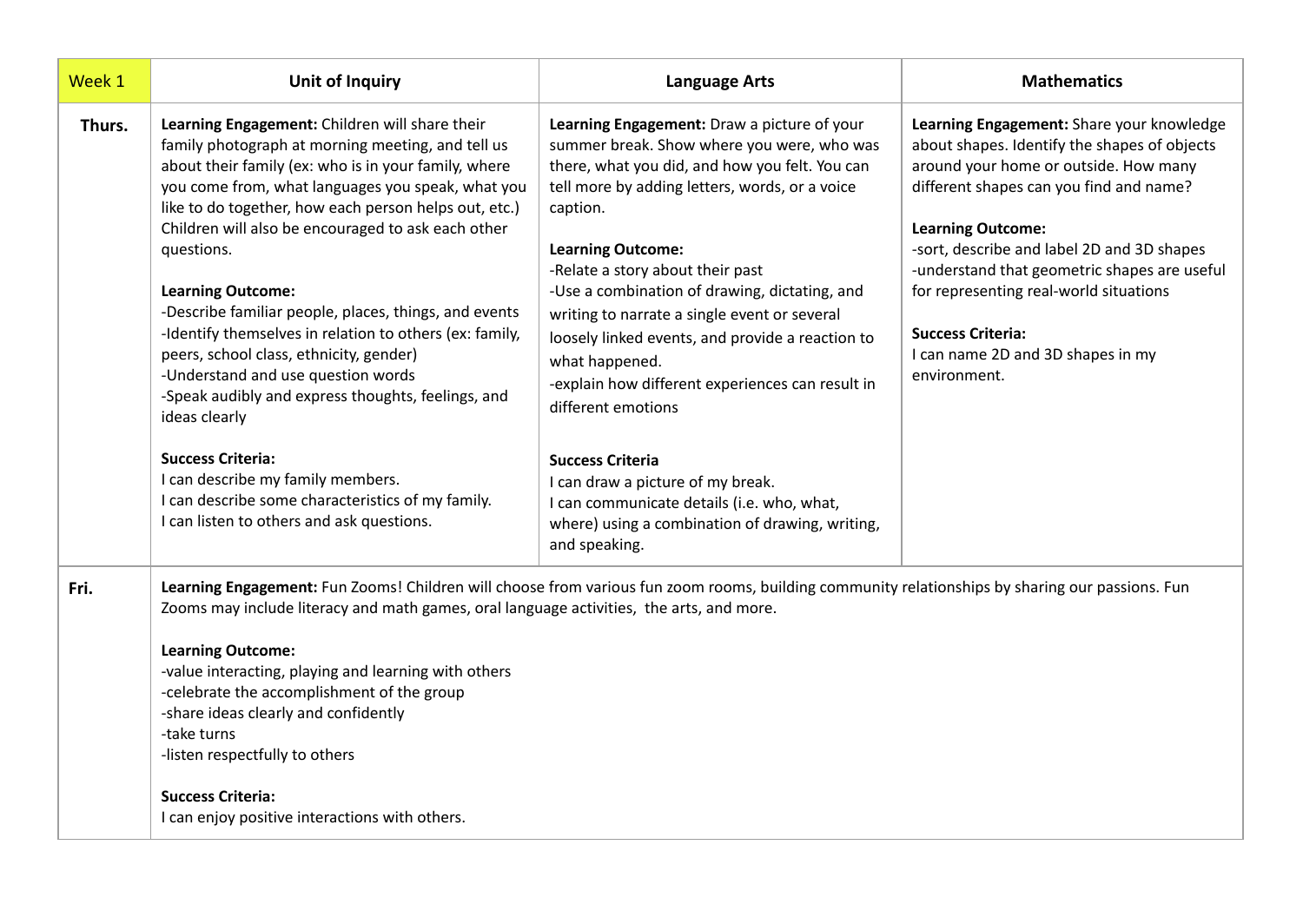| Week 1 | Unit of Inquiry | Language Arts | Mathematics |
|---|---|---|---|
| **Thurs.** | **Learning Engagement:** Children will share their family photograph at morning meeting, and tell us about their family (ex: who is in your family, where you come from, what languages you speak, what you like to do together, how each person helps out, etc.) Children will also be encouraged to ask each other questions.<br><br>**Learning Outcome:**<br>-Describe familiar people, places, things, and events<br>-Identify themselves in relation to others (ex: family, peers, school class, ethnicity, gender)<br>-Understand and use question words<br>-Speak audibly and express thoughts, feelings, and ideas clearly<br><br>**Success Criteria:**<br>I can describe my family members.<br>I can describe some characteristics of my family.<br>I can listen to others and ask questions. | **Learning Engagement:** Draw a picture of your summer break. Show where you were, who was there, what you did, and how you felt. You can tell more by adding letters, words, or a voice caption.<br><br>**Learning Outcome:**<br>-Relate a story about their past<br>-Use a combination of drawing, dictating, and writing to narrate a single event or several loosely linked events, and provide a reaction to what happened.<br>-explain how different experiences can result in different emotions<br><br>**Success Criteria**<br>I can draw a picture of my break.<br>I can communicate details (i.e. who, what, where) using a combination of drawing, writing, and speaking. | **Learning Engagement:** Share your knowledge about shapes. Identify the shapes of objects around your home or outside. How many different shapes can you find and name?<br><br>**Learning Outcome:**<br>-sort, describe and label 2D and 3D shapes<br>-understand that geometric shapes are useful for representing real-world situations<br><br>**Success Criteria:**<br>I can name 2D and 3D shapes in my environment. |
| **Fri.** | **Learning Engagement:** Fun Zooms! Children will choose from various fun zoom rooms, building community relationships by sharing our passions. Fun Zooms may include literacy and math games, oral language activities, the arts, and more.<br><br>**Learning Outcome:**<br>-value interacting, playing and learning with others<br>-celebrate the accomplishment of the group<br>-share ideas clearly and confidently<br>-take turns<br>-listen respectfully to others<br><br>**Success Criteria:**<br>I can enjoy positive interactions with others. | | |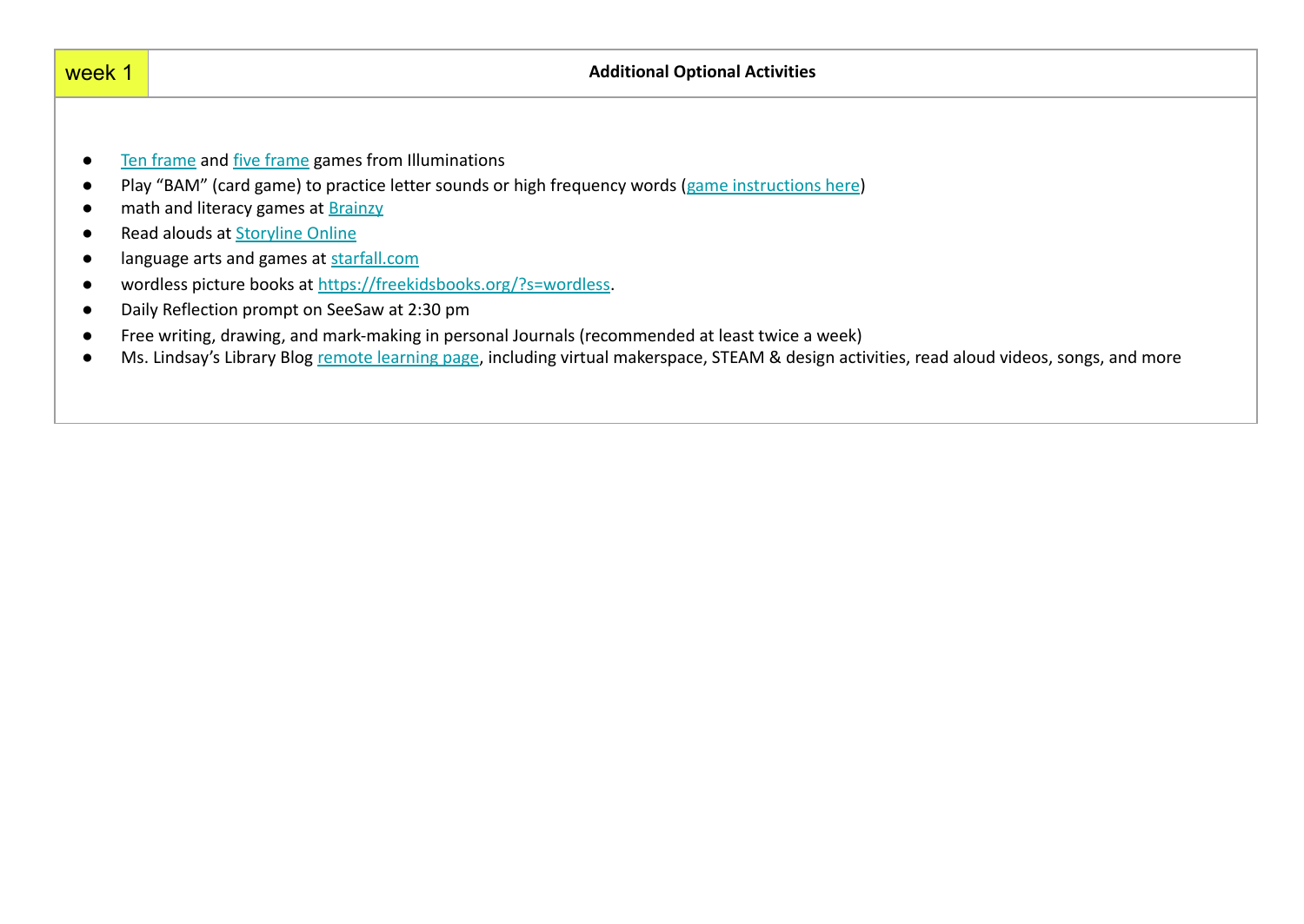| week 1 | Additional Optional Activities |
| --- | --- |
| | • Ten frame and five frame games from Illuminations<br>• Play "BAM" (card game) to practice letter sounds or high frequency words (game instructions here)<br>• math and literacy games at Brainzy<br>• Read alouds at Storyline Online<br>• language arts and games at starfall.com<br>• wordless picture books at https://freekidsbooks.org/?s=wordless.<br>• Daily Reflection prompt on SeeSaw at 2:30 pm<br>• Free writing, drawing, and mark-making in personal Journals (recommended at least twice a week)<br>• Ms. Lindsay's Library Blog remote learning page, including virtual makerspace, STEAM & design activities, read aloud videos, songs, and more |